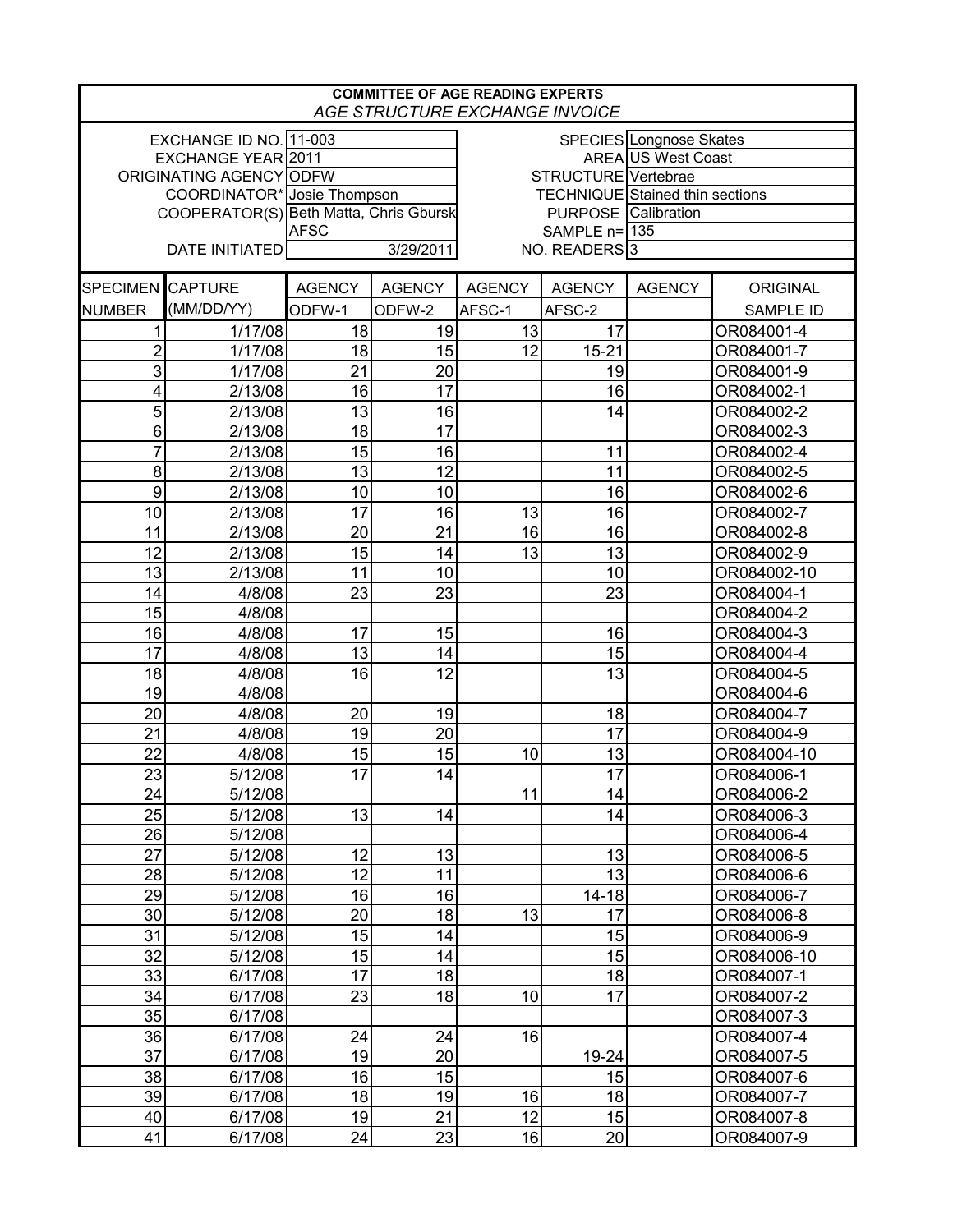**COMMITTEE OF AGE READING EXPERTS**

*AGE STRUCTURE EXCHANGE INVOICE*

| | | | |
|---|---|---|---|
| EXCHANGE ID NO. | 11-003 | SPECIES | Longnose Skates |
| EXCHANGE YEAR | 2011 | AREA | US West Coast |
| ORIGINATING AGENCY | ODFW | STRUCTURE | Vertebrae |
| COORDINATOR* | Josie Thompson | TECHNIQUE | Stained thin sections |
| COOPERATOR(S) | Beth Matta, Chris Gbursk AFSC | PURPOSE | Calibration |
| | | SAMPLE n= | 135 |
| DATE INITIATED | 3/29/2011 | NO. READERS | 3 |

| SPECIMEN NUMBER | CAPTURE (MM/DD/YY) | AGENCY ODFW-1 | AGENCY ODFW-2 | AGENCY AFSC-1 | AGENCY AFSC-2 | AGENCY | ORIGINAL SAMPLE ID |
|---|---|---|---|---|---|---|---|
| 1 | 1/17/08 | 18 | 19 | 13 | 17 | | OR084001-4 |
| 2 | 1/17/08 | 18 | 15 | 12 | 15-21 | | OR084001-7 |
| 3 | 1/17/08 | 21 | 20 | | 19 | | OR084001-9 |
| 4 | 2/13/08 | 16 | 17 | | 16 | | OR084002-1 |
| 5 | 2/13/08 | 13 | 16 | | 14 | | OR084002-2 |
| 6 | 2/13/08 | 18 | 17 | | | | OR084002-3 |
| 7 | 2/13/08 | 15 | 16 | | 11 | | OR084002-4 |
| 8 | 2/13/08 | 13 | 12 | | 11 | | OR084002-5 |
| 9 | 2/13/08 | 10 | 10 | | 16 | | OR084002-6 |
| 10 | 2/13/08 | 17 | 16 | 13 | 16 | | OR084002-7 |
| 11 | 2/13/08 | 20 | 21 | 16 | 16 | | OR084002-8 |
| 12 | 2/13/08 | 15 | 14 | 13 | 13 | | OR084002-9 |
| 13 | 2/13/08 | 11 | 10 | | 10 | | OR084002-10 |
| 14 | 4/8/08 | 23 | 23 | | 23 | | OR084004-1 |
| 15 | 4/8/08 | | | | | | OR084004-2 |
| 16 | 4/8/08 | 17 | 15 | | 16 | | OR084004-3 |
| 17 | 4/8/08 | 13 | 14 | | 15 | | OR084004-4 |
| 18 | 4/8/08 | 16 | 12 | | 13 | | OR084004-5 |
| 19 | 4/8/08 | | | | | | OR084004-6 |
| 20 | 4/8/08 | 20 | 19 | | 18 | | OR084004-7 |
| 21 | 4/8/08 | 19 | 20 | | 17 | | OR084004-9 |
| 22 | 4/8/08 | 15 | 15 | 10 | 13 | | OR084004-10 |
| 23 | 5/12/08 | 17 | 14 | | 17 | | OR084006-1 |
| 24 | 5/12/08 | | | 11 | 14 | | OR084006-2 |
| 25 | 5/12/08 | 13 | 14 | | 14 | | OR084006-3 |
| 26 | 5/12/08 | | | | | | OR084006-4 |
| 27 | 5/12/08 | 12 | 13 | | 13 | | OR084006-5 |
| 28 | 5/12/08 | 12 | 11 | | 13 | | OR084006-6 |
| 29 | 5/12/08 | 16 | 16 | | 14-18 | | OR084006-7 |
| 30 | 5/12/08 | 20 | 18 | 13 | 17 | | OR084006-8 |
| 31 | 5/12/08 | 15 | 14 | | 15 | | OR084006-9 |
| 32 | 5/12/08 | 15 | 14 | | 15 | | OR084006-10 |
| 33 | 6/17/08 | 17 | 18 | | 18 | | OR084007-1 |
| 34 | 6/17/08 | 23 | 18 | 10 | 17 | | OR084007-2 |
| 35 | 6/17/08 | | | | | | OR084007-3 |
| 36 | 6/17/08 | 24 | 24 | 16 | | | OR084007-4 |
| 37 | 6/17/08 | 19 | 20 | | 19-24 | | OR084007-5 |
| 38 | 6/17/08 | 16 | 15 | | 15 | | OR084007-6 |
| 39 | 6/17/08 | 18 | 19 | 16 | 18 | | OR084007-7 |
| 40 | 6/17/08 | 19 | 21 | 12 | 15 | | OR084007-8 |
| 41 | 6/17/08 | 24 | 23 | 16 | 20 | | OR084007-9 |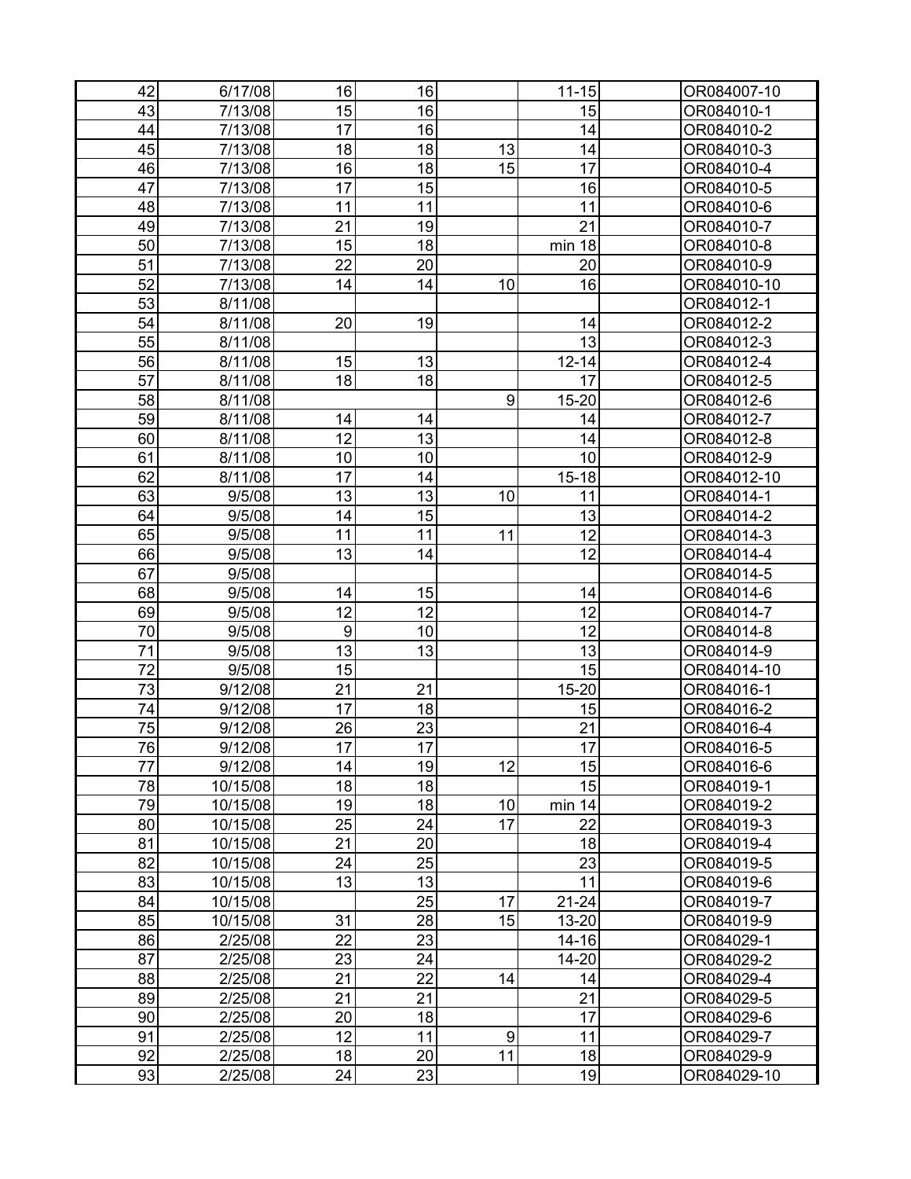| | | | | | | | |
|---|---|---|---|---|---|---|---|
| 42 | 6/17/08 | 16 | 16 | | 11-15 | | OR084007-10 |
| 43 | 7/13/08 | 15 | 16 | | 15 | | OR084010-1 |
| 44 | 7/13/08 | 17 | 16 | | 14 | | OR084010-2 |
| 45 | 7/13/08 | 18 | 18 | 13 | 14 | | OR084010-3 |
| 46 | 7/13/08 | 16 | 18 | 15 | 17 | | OR084010-4 |
| 47 | 7/13/08 | 17 | 15 | | 16 | | OR084010-5 |
| 48 | 7/13/08 | 11 | 11 | | 11 | | OR084010-6 |
| 49 | 7/13/08 | 21 | 19 | | 21 | | OR084010-7 |
| 50 | 7/13/08 | 15 | 18 | | min 18 | | OR084010-8 |
| 51 | 7/13/08 | 22 | 20 | | 20 | | OR084010-9 |
| 52 | 7/13/08 | 14 | 14 | 10 | 16 | | OR084010-10 |
| 53 | 8/11/08 | | | | | | OR084012-1 |
| 54 | 8/11/08 | 20 | 19 | | 14 | | OR084012-2 |
| 55 | 8/11/08 | | | | 13 | | OR084012-3 |
| 56 | 8/11/08 | 15 | 13 | | 12-14 | | OR084012-4 |
| 57 | 8/11/08 | 18 | 18 | | 17 | | OR084012-5 |
| 58 | 8/11/08 | | | 9 | 15-20 | | OR084012-6 |
| 59 | 8/11/08 | 14 | 14 | | 14 | | OR084012-7 |
| 60 | 8/11/08 | 12 | 13 | | 14 | | OR084012-8 |
| 61 | 8/11/08 | 10 | 10 | | 10 | | OR084012-9 |
| 62 | 8/11/08 | 17 | 14 | | 15-18 | | OR084012-10 |
| 63 | 9/5/08 | 13 | 13 | 10 | 11 | | OR084014-1 |
| 64 | 9/5/08 | 14 | 15 | | 13 | | OR084014-2 |
| 65 | 9/5/08 | 11 | 11 | 11 | 12 | | OR084014-3 |
| 66 | 9/5/08 | 13 | 14 | | 12 | | OR084014-4 |
| 67 | 9/5/08 | | | | | | OR084014-5 |
| 68 | 9/5/08 | 14 | 15 | | 14 | | OR084014-6 |
| 69 | 9/5/08 | 12 | 12 | | 12 | | OR084014-7 |
| 70 | 9/5/08 | 9 | 10 | | 12 | | OR084014-8 |
| 71 | 9/5/08 | 13 | 13 | | 13 | | OR084014-9 |
| 72 | 9/5/08 | 15 | | | 15 | | OR084014-10 |
| 73 | 9/12/08 | 21 | 21 | | 15-20 | | OR084016-1 |
| 74 | 9/12/08 | 17 | 18 | | 15 | | OR084016-2 |
| 75 | 9/12/08 | 26 | 23 | | 21 | | OR084016-4 |
| 76 | 9/12/08 | 17 | 17 | | 17 | | OR084016-5 |
| 77 | 9/12/08 | 14 | 19 | 12 | 15 | | OR084016-6 |
| 78 | 10/15/08 | 18 | 18 | | 15 | | OR084019-1 |
| 79 | 10/15/08 | 19 | 18 | 10 | min 14 | | OR084019-2 |
| 80 | 10/15/08 | 25 | 24 | 17 | 22 | | OR084019-3 |
| 81 | 10/15/08 | 21 | 20 | | 18 | | OR084019-4 |
| 82 | 10/15/08 | 24 | 25 | | 23 | | OR084019-5 |
| 83 | 10/15/08 | 13 | 13 | | 11 | | OR084019-6 |
| 84 | 10/15/08 | | 25 | 17 | 21-24 | | OR084019-7 |
| 85 | 10/15/08 | 31 | 28 | 15 | 13-20 | | OR084019-9 |
| 86 | 2/25/08 | 22 | 23 | | 14-16 | | OR084029-1 |
| 87 | 2/25/08 | 23 | 24 | | 14-20 | | OR084029-2 |
| 88 | 2/25/08 | 21 | 22 | 14 | 14 | | OR084029-4 |
| 89 | 2/25/08 | 21 | 21 | | 21 | | OR084029-5 |
| 90 | 2/25/08 | 20 | 18 | | 17 | | OR084029-6 |
| 91 | 2/25/08 | 12 | 11 | 9 | 11 | | OR084029-7 |
| 92 | 2/25/08 | 18 | 20 | 11 | 18 | | OR084029-9 |
| 93 | 2/25/08 | 24 | 23 | | 19 | | OR084029-10 |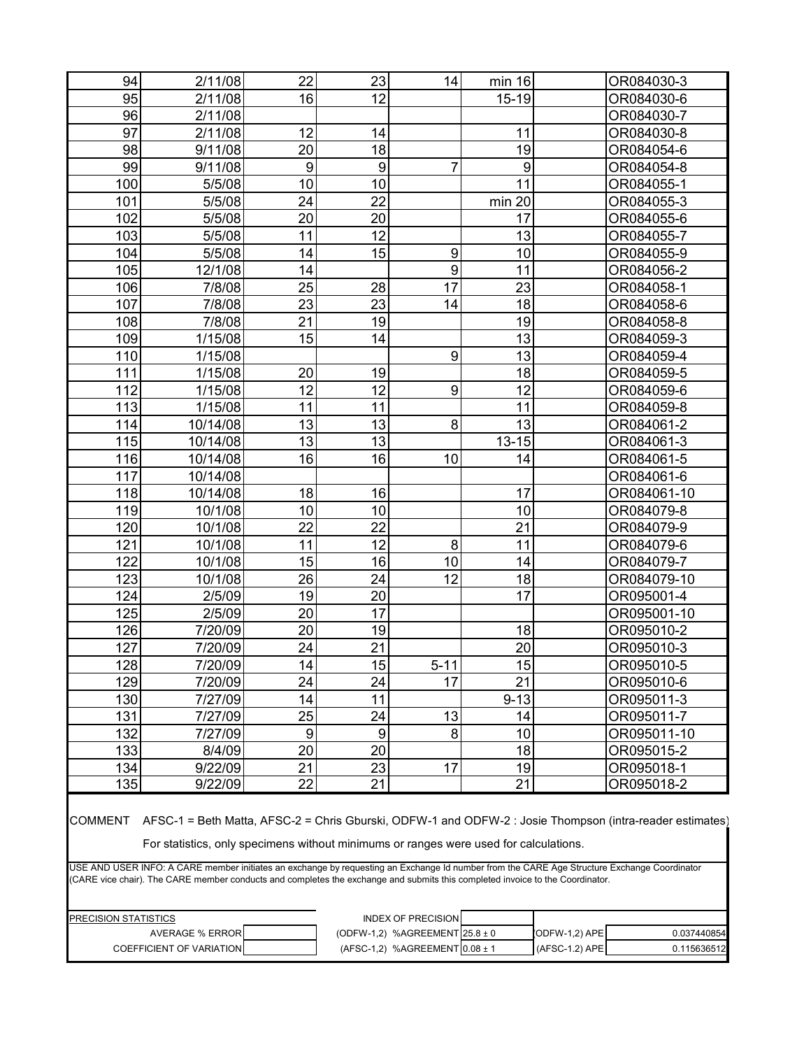| | | | | | | | |
|---|---|---|---|---|---|---|---|
| 94 | 2/11/08 | 22 | 23 | 14 | min 16 | | OR084030-3 |
| 95 | 2/11/08 | 16 | 12 | | 15-19 | | OR084030-6 |
| 96 | 2/11/08 | | | | | | OR084030-7 |
| 97 | 2/11/08 | 12 | 14 | | 11 | | OR084030-8 |
| 98 | 9/11/08 | 20 | 18 | | 19 | | OR084054-6 |
| 99 | 9/11/08 | 9 | 9 | 7 | 9 | | OR084054-8 |
| 100 | 5/5/08 | 10 | 10 | | 11 | | OR084055-1 |
| 101 | 5/5/08 | 24 | 22 | | min 20 | | OR084055-3 |
| 102 | 5/5/08 | 20 | 20 | | 17 | | OR084055-6 |
| 103 | 5/5/08 | 11 | 12 | | 13 | | OR084055-7 |
| 104 | 5/5/08 | 14 | 15 | 9 | 10 | | OR084055-9 |
| 105 | 12/1/08 | 14 | | 9 | 11 | | OR084056-2 |
| 106 | 7/8/08 | 25 | 28 | 17 | 23 | | OR084058-1 |
| 107 | 7/8/08 | 23 | 23 | 14 | 18 | | OR084058-6 |
| 108 | 7/8/08 | 21 | 19 | | 19 | | OR084058-8 |
| 109 | 1/15/08 | 15 | 14 | | 13 | | OR084059-3 |
| 110 | 1/15/08 | | | 9 | 13 | | OR084059-4 |
| 111 | 1/15/08 | 20 | 19 | | 18 | | OR084059-5 |
| 112 | 1/15/08 | 12 | 12 | 9 | 12 | | OR084059-6 |
| 113 | 1/15/08 | 11 | 11 | | 11 | | OR084059-8 |
| 114 | 10/14/08 | 13 | 13 | 8 | 13 | | OR084061-2 |
| 115 | 10/14/08 | 13 | 13 | | 13-15 | | OR084061-3 |
| 116 | 10/14/08 | 16 | 16 | 10 | 14 | | OR084061-5 |
| 117 | 10/14/08 | | | | | | OR084061-6 |
| 118 | 10/14/08 | 18 | 16 | | 17 | | OR084061-10 |
| 119 | 10/1/08 | 10 | 10 | | 10 | | OR084079-8 |
| 120 | 10/1/08 | 22 | 22 | | 21 | | OR084079-9 |
| 121 | 10/1/08 | 11 | 12 | 8 | 11 | | OR084079-6 |
| 122 | 10/1/08 | 15 | 16 | 10 | 14 | | OR084079-7 |
| 123 | 10/1/08 | 26 | 24 | 12 | 18 | | OR084079-10 |
| 124 | 2/5/09 | 19 | 20 | | 17 | | OR095001-4 |
| 125 | 2/5/09 | 20 | 17 | | | | OR095001-10 |
| 126 | 7/20/09 | 20 | 19 | | 18 | | OR095010-2 |
| 127 | 7/20/09 | 24 | 21 | | 20 | | OR095010-3 |
| 128 | 7/20/09 | 14 | 15 | 5-11 | 15 | | OR095010-5 |
| 129 | 7/20/09 | 24 | 24 | 17 | 21 | | OR095010-6 |
| 130 | 7/27/09 | 14 | 11 | | 9-13 | | OR095011-3 |
| 131 | 7/27/09 | 25 | 24 | 13 | 14 | | OR095011-7 |
| 132 | 7/27/09 | 9 | 9 | 8 | 10 | | OR095011-10 |
| 133 | 8/4/09 | 20 | 20 | | 18 | | OR095015-2 |
| 134 | 9/22/09 | 21 | 23 | 17 | 19 | | OR095018-1 |
| 135 | 9/22/09 | 22 | 21 | | 21 | | OR095018-2 |

COMMENT AFSC-1 = Beth Matta, AFSC-2 = Chris Gburski, ODFW-1 and ODFW-2 : Josie Thompson (intra-reader estimates)

For statistics, only specimens without minimums or ranges were used for calculations.

USE AND USER INFO: A CARE member initiates an exchange by requesting an Exchange Id number from the CARE Age Structure Exchange Coordinator (CARE vice chair). The CARE member conducts and completes the exchange and submits this completed invoice to the Coordinator.

| PRECISION STATISTICS | | INDEX OF PRECISION | | | |
|---|---|---|---|---|---|
| AVERAGE % ERROR | | (ODFW-1,2) %AGREEMENT | 25.8 ± 0 | (ODFW-1,2) APE | 0.037440854 |
| COEFFICIENT OF VARIATION | | (AFSC-1,2) %AGREEMENT | 0.08 ± 1 | (AFSC-1.2) APE | 0.115636512 |